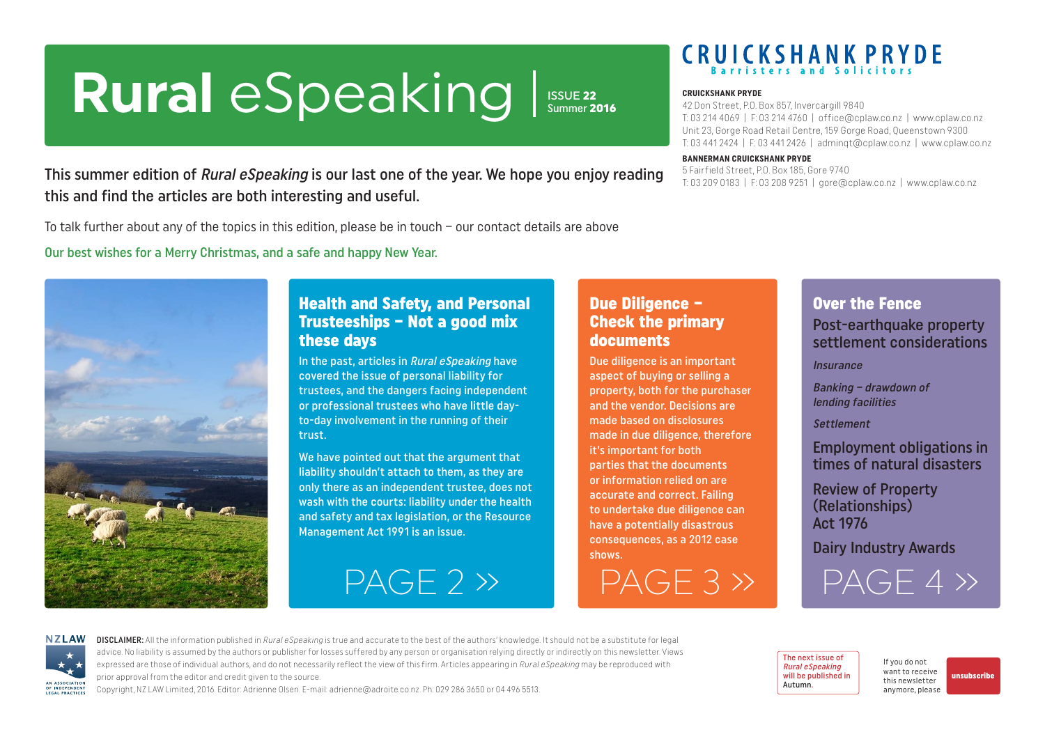# Rural eSpeaking | ISSUE 22 Summer 2016

**CRUICKSHANK PRYDE**
Barristers and Solicitors

**CRUICKSHANK PRYDE**
42 Don Street, P.O. Box 857, Invercargill 9840
T: 03 214 4069 | F: 03 214 4760 | office@cplaw.co.nz | www.cplaw.co.nz
Unit 23, Gorge Road Retail Centre, 159 Gorge Road, Queenstown 9300
T: 03 441 2424 | F: 03 441 2426 | adminqt@cplaw.co.nz | www.cplaw.co.nz

**BANNERMAN CRUICKSHANK PRYDE**
5 Fairfield Street, P.O. Box 185, Gore 9740
T: 03 209 0183 | F: 03 208 9251 | gore@cplaw.co.nz | www.cplaw.co.nz

This summer edition of *Rural eSpeaking* is our last one of the year. We hope you enjoy reading this and find the articles are both interesting and useful.

To talk further about any of the topics in this edition, please be in touch – our contact details are above

Our best wishes for a Merry Christmas, and a safe and happy New Year.

## Health and Safety, and Personal Trusteeships – Not a good mix these days

In the past, articles in *Rural eSpeaking* have covered the issue of personal liability for trustees, and the dangers facing independent or professional trustees who have little day-to-day involvement in the running of their trust.

We have pointed out that the argument that liability shouldn't attach to them, as they are only there as an independent trustee, does not wash with the courts: liability under the health and safety and tax legislation, or the Resource Management Act 1991 is an issue.

PAGE 2 »

## Due Diligence – Check the primary documents

Due diligence is an important aspect of buying or selling a property, both for the purchaser and the vendor. Decisions are made based on disclosures made in due diligence, therefore it's important for both parties that the documents or information relied on are accurate and correct. Failing to undertake due diligence can have a potentially disastrous consequences, as a 2012 case shows.

PAGE 3 »

## Over the Fence

Post-earthquake property settlement considerations

*Insurance*

*Banking – drawdown of lending facilities*

*Settlement*

Employment obligations in times of natural disasters

Review of Property (Relationships) Act 1976

Dairy Industry Awards

PAGE 4 »

NZLAW – An Association of Independent Legal Practices

**DISCLAIMER:** All the information published in *Rural eSpeaking* is true and accurate to the best of the authors' knowledge. It should not be a substitute for legal advice. No liability is assumed by the authors or publisher for losses suffered by any person or organisation relying directly or indirectly on this newsletter. Views expressed are those of individual authors, and do not necessarily reflect the view of this firm. Articles appearing in *Rural eSpeaking* may be reproduced with prior approval from the editor and credit given to the source.
Copyright, NZ LAW Limited, 2016. Editor: Adrienne Olsen. E-mail: adrienne@adroite.co.nz. Ph: 029 286 3650 or 04 496 5513.

The next issue of *Rural eSpeaking* will be published in Autumn.

If you do not want to receive this newsletter anymore, please unsubscribe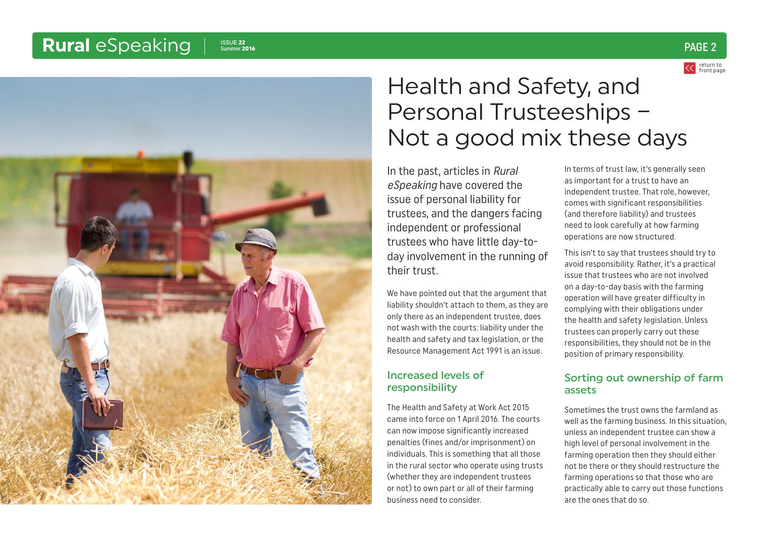# Health and Safety, and Personal Trusteeships – Not a good mix these days

In the past, articles in *Rural eSpeaking* have covered the issue of personal liability for trustees, and the dangers facing independent or professional trustees who have little day-to-day involvement in the running of their trust.

We have pointed out that the argument that liability shouldn't attach to them, as they are only there as an independent trustee, does not wash with the courts: liability under the health and safety and tax legislation, or the Resource Management Act 1991 is an issue.

## Increased levels of responsibility

The Health and Safety at Work Act 2015 came into force on 1 April 2016. The courts can now impose significantly increased penalties (fines and/or imprisonment) on individuals. This is something that all those in the rural sector who operate using trusts (whether they are independent trustees or not) to own part or all of their farming business need to consider.

In terms of trust law, it's generally seen as important for a trust to have an independent trustee. That role, however, comes with significant responsibilities (and therefore liability) and trustees need to look carefully at how farming operations are now structured.

This isn't to say that trustees should try to avoid responsibility. Rather, it's a practical issue that trustees who are not involved on a day-to-day basis with the farming operation will have greater difficulty in complying with their obligations under the health and safety legislation. Unless trustees can properly carry out these responsibilities, they should not be in the position of primary responsibility.

## Sorting out ownership of farm assets

Sometimes the trust owns the farmland as well as the farming business. In this situation, unless an independent trustee can show a high level of personal involvement in the farming operation then they should either not be there or they should restructure the farming operations so that those who are practically able to carry out those functions are the ones that do so.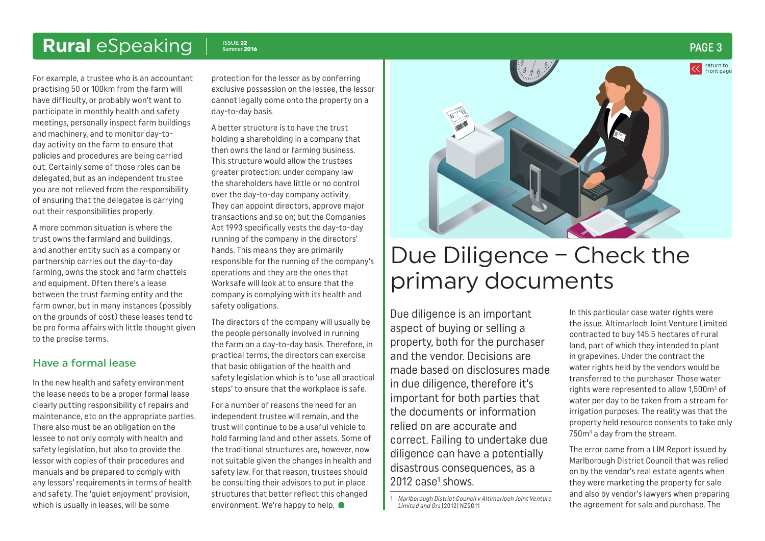For example, a trustee who is an accountant practising 50 or 100km from the farm will have difficulty, or probably won't want to participate in monthly health and safety meetings, personally inspect farm buildings and machinery, and to monitor day-to-day activity on the farm to ensure that policies and procedures are being carried out. Certainly some of those roles can be delegated, but as an independent trustee you are not relieved from the responsibility of ensuring that the delegatee is carrying out their responsibilities properly.

A more common situation is where the trust owns the farmland and buildings, and another entity such as a company or partnership carries out the day-to-day farming, owns the stock and farm chattels and equipment. Often there's a lease between the trust farming entity and the farm owner, but in many instances (possibly on the grounds of cost) these leases tend to be pro forma affairs with little thought given to the precise terms.

## Have a formal lease

In the new health and safety environment the lease needs to be a proper formal lease clearly putting responsibility of repairs and maintenance, etc on the appropriate parties. There also must be an obligation on the lessee to not only comply with health and safety legislation, but also to provide the lessor with copies of their procedures and manuals and be prepared to comply with any lessors' requirements in terms of health and safety. The 'quiet enjoyment' provision, which is usually in leases, will be some protection for the lessor as by conferring exclusive possession on the lessee, the lessor cannot legally come onto the property on a day-to-day basis.

A better structure is to have the trust holding a shareholding in a company that then owns the land or farming business. This structure would allow the trustees greater protection: under company law the shareholders have little or no control over the day-to-day company activity. They can appoint directors, approve major transactions and so on; but the Companies Act 1993 specifically vests the day-to-day running of the company in the directors' hands. This means they are primarily responsible for the running of the company's operations and they are the ones that Worksafe will look at to ensure that the company is complying with its health and safety obligations.

The directors of the company will usually be the people personally involved in running the farm on a day-to-day basis. Therefore, in practical terms, the directors can exercise that basic obligation of the health and safety legislation which is to 'use all practical steps' to ensure that the workplace is safe.

For a number of reasons the need for an independent trustee will remain, and the trust will continue to be a useful vehicle to hold farming land and other assets. Some of the traditional structures are, however, now not suitable given the changes in health and safety law. For that reason, trustees should be consulting their advisors to put in place structures that better reflect this changed environment. We're happy to help.

# Due Diligence – Check the primary documents

Due diligence is an important aspect of buying or selling a property, both for the purchaser and the vendor. Decisions are made based on disclosures made in due diligence, therefore it's important for both parties that the documents or information relied on are accurate and correct. Failing to undertake due diligence can have a potentially disastrous consequences, as a 2012 case[1] shows.

In this particular case water rights were the issue. Altimarloch Joint Venture Limited contracted to buy 145.5 hectares of rural land, part of which they intended to plant in grapevines. Under the contract the water rights held by the vendors would be transferred to the purchaser. Those water rights were represented to allow 1,500m$^3$ of water per day to be taken from a stream for irrigation purposes. The reality was that the property held resource consents to take only 750m$^3$ a day from the stream.

The error came from a LIM Report issued by Marlborough District Council that was relied on by the vendor's real estate agents when they were marketing the property for sale and also by vendor's lawyers when preparing the agreement for sale and purchase. The

1 *Marlborough District Council v Altimarloch Joint Venture Limited and Ors* [2012] NZSC11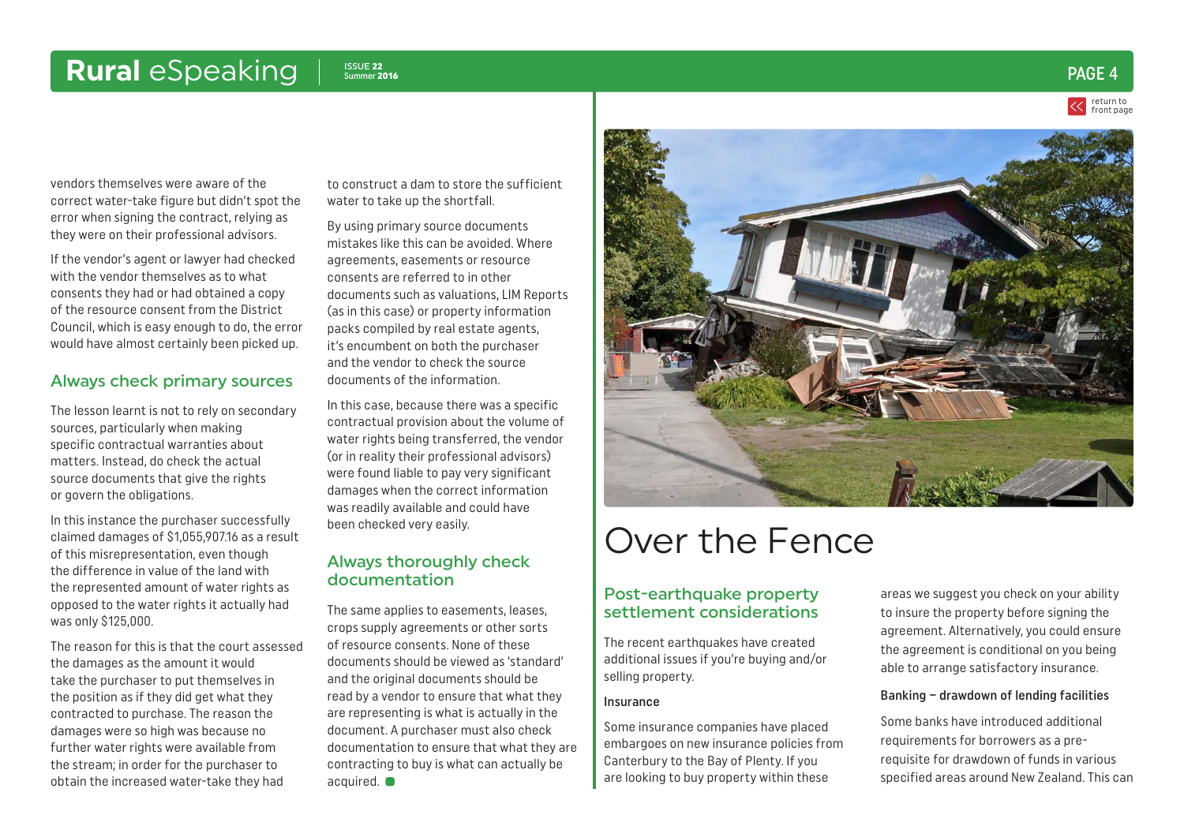vendors themselves were aware of the correct water-take figure but didn't spot the error when signing the contract, relying as they were on their professional advisors.

If the vendor's agent or lawyer had checked with the vendor themselves as to what consents they had or had obtained a copy of the resource consent from the District Council, which is easy enough to do, the error would have almost certainly been picked up.

## Always check primary sources

The lesson learnt is not to rely on secondary sources, particularly when making specific contractual warranties about matters. Instead, do check the actual source documents that give the rights or govern the obligations.

In this instance the purchaser successfully claimed damages of $1,055,907.16 as a result of this misrepresentation, even though the difference in value of the land with the represented amount of water rights as opposed to the water rights it actually had was only $125,000.

The reason for this is that the court assessed the damages as the amount it would take the purchaser to put themselves in the position as if they did get what they contracted to purchase. The reason the damages were so high was because no further water rights were available from the stream; in order for the purchaser to obtain the increased water-take they had to construct a dam to store the sufficient water to take up the shortfall.

By using primary source documents mistakes like this can be avoided. Where agreements, easements or resource consents are referred to in other documents such as valuations, LIM Reports (as in this case) or property information packs compiled by real estate agents, it's encumbent on both the purchaser and the vendor to check the source documents of the information.

In this case, because there was a specific contractual provision about the volume of water rights being transferred, the vendor (or in reality their professional advisors) were found liable to pay very significant damages when the correct information was readily available and could have been checked very easily.

## Always thoroughly check documentation

The same applies to easements, leases, crops supply agreements or other sorts of resource consents. None of these documents should be viewed as 'standard' and the original documents should be read by a vendor to ensure that what they are representing is what is actually in the document. A purchaser must also check documentation to ensure that what they are contracting to buy is what can actually be acquired.

# Over the Fence

## Post-earthquake property settlement considerations

The recent earthquakes have created additional issues if you're buying and/or selling property.

### Insurance

Some insurance companies have placed embargoes on new insurance policies from Canterbury to the Bay of Plenty. If you are looking to buy property within these areas we suggest you check on your ability to insure the property before signing the agreement. Alternatively, you could ensure the agreement is conditional on you being able to arrange satisfactory insurance.

### Banking – drawdown of lending facilities

Some banks have introduced additional requirements for borrowers as a pre-requisite for drawdown of funds in various specified areas around New Zealand. This can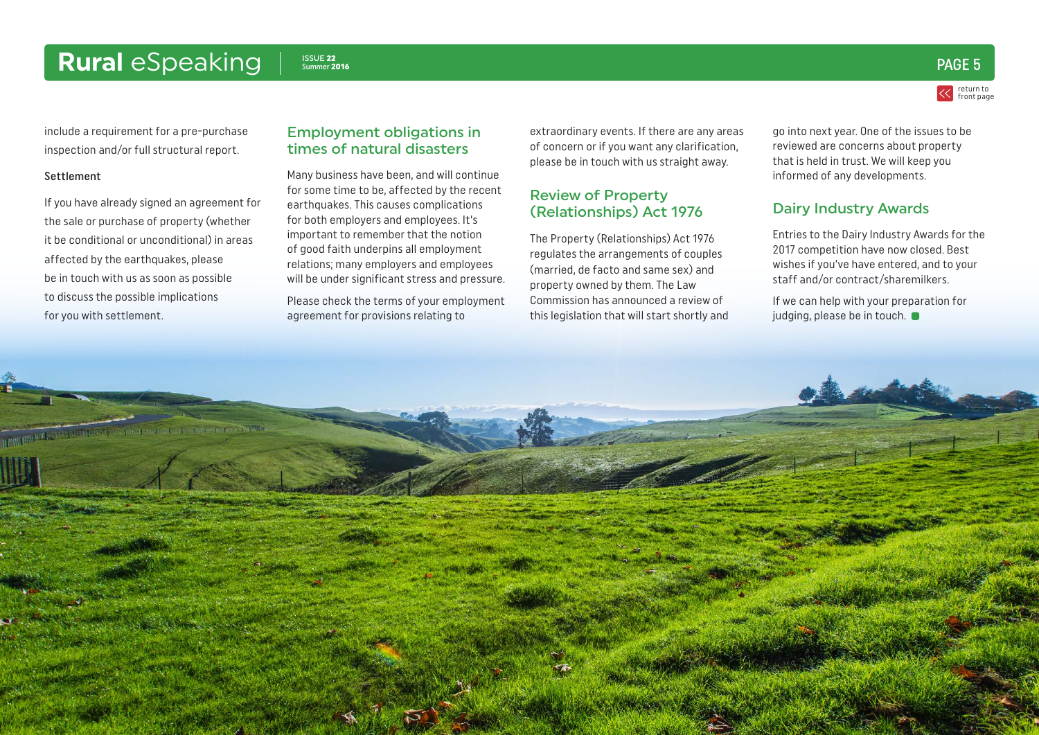include a requirement for a pre-purchase inspection and/or full structural report.

**Settlement**

If you have already signed an agreement for the sale or purchase of property (whether it be conditional or unconditional) in areas affected by the earthquakes, please be in touch with us as soon as possible to discuss the possible implications for you with settlement.

## Employment obligations in times of natural disasters

Many business have been, and will continue for some time to be, affected by the recent earthquakes. This causes complications for both employers and employees. It's important to remember that the notion of good faith underpins all employment relations; many employers and employees will be under significant stress and pressure.

Please check the terms of your employment agreement for provisions relating to extraordinary events. If there are any areas of concern or if you want any clarification, please be in touch with us straight away.

## Review of Property (Relationships) Act 1976

The Property (Relationships) Act 1976 regulates the arrangements of couples (married, de facto and same sex) and property owned by them. The Law Commission has announced a review of this legislation that will start shortly and go into next year. One of the issues to be reviewed are concerns about property that is held in trust. We will keep you informed of any developments.

## Dairy Industry Awards

Entries to the Dairy Industry Awards for the 2017 competition have now closed. Best wishes if you've have entered, and to your staff and/or contract/sharemilkers.

If we can help with your preparation for judging, please be in touch.